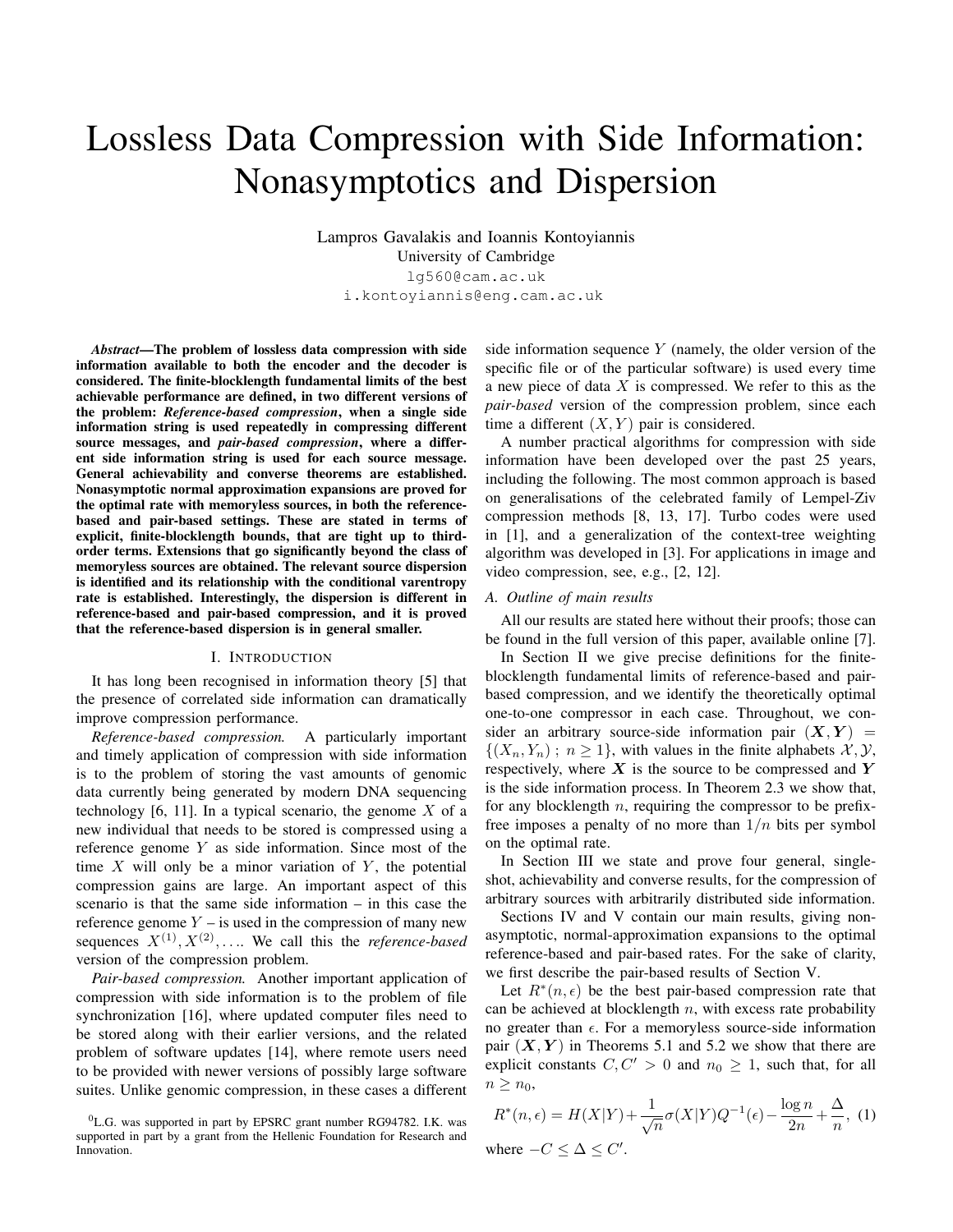# Lossless Data Compression with Side Information: Nonasymptotics and Dispersion

Lampros Gavalakis and Ioannis Kontoyiannis
University of Cambridge
lg560@cam.ac.uk
i.kontoyiannis@eng.cam.ac.uk

***Abstract*—The problem of lossless data compression with side information available to both the encoder and the decoder is considered. The finite-blocklength fundamental limits of the best achievable performance are defined, in two different versions of the problem: *Reference-based compression*, when a single side information string is used repeatedly in compressing different source messages, and *pair-based compression*, where a different side information string is used for each source message. General achievability and converse theorems are established. Nonasymptotic normal approximation expansions are proved for the optimal rate with memoryless sources, in both the reference-based and pair-based settings. These are stated in terms of explicit, finite-blocklength bounds, that are tight up to third-order terms. Extensions that go significantly beyond the class of memoryless sources are obtained. The relevant source dispersion is identified and its relationship with the conditional varentropy rate is established. Interestingly, the dispersion is different in reference-based and pair-based compression, and it is proved that the reference-based dispersion is in general smaller.**

## I. Introduction

It has long been recognised in information theory [5] that the presence of correlated side information can dramatically improve compression performance.

*Reference-based compression.* A particularly important and timely application of compression with side information is to the problem of storing the vast amounts of genomic data currently being generated by modern DNA sequencing technology [6, 11]. In a typical scenario, the genome $X$ of a new individual that needs to be stored is compressed using a reference genome $Y$ as side information. Since most of the time $X$ will only be a minor variation of $Y$, the potential compression gains are large. An important aspect of this scenario is that the same side information – in this case the reference genome $Y$ – is used in the compression of many new sequences $X^{(1)}, X^{(2)}, \ldots$. We call this the *reference-based* version of the compression problem.

*Pair-based compression.* Another important application of compression with side information is to the problem of file synchronization [16], where updated computer files need to be stored along with their earlier versions, and the related problem of software updates [14], where remote users need to be provided with newer versions of possibly large software suites. Unlike genomic compression, in these cases a different side information sequence $Y$ (namely, the older version of the specific file or of the particular software) is used every time a new piece of data $X$ is compressed. We refer to this as the *pair-based* version of the compression problem, since each time a different $(X, Y)$ pair is considered.

A number practical algorithms for compression with side information have been developed over the past 25 years, including the following. The most common approach is based on generalisations of the celebrated family of Lempel-Ziv compression methods [8, 13, 17]. Turbo codes were used in [1], and a generalization of the context-tree weighting algorithm was developed in [3]. For applications in image and video compression, see, e.g., [2, 12].

### A. Outline of main results

All our results are stated here without their proofs; those can be found in the full version of this paper, available online [7].

In Section II we give precise definitions for the finite-blocklength fundamental limits of reference-based and pair-based compression, and we identify the theoretically optimal one-to-one compressor in each case. Throughout, we consider an arbitrary source-side information pair $(\boldsymbol{X}, \boldsymbol{Y}) = \{(X_n, Y_n)\,;\, n \geq 1\}$, with values in the finite alphabets $\mathcal{X}, \mathcal{Y}$, respectively, where $\boldsymbol{X}$ is the source to be compressed and $\boldsymbol{Y}$ is the side information process. In Theorem 2.3 we show that, for any blocklength $n$, requiring the compressor to be prefix-free imposes a penalty of no more than $1/n$ bits per symbol on the optimal rate.

In Section III we state and prove four general, single-shot, achievability and converse results, for the compression of arbitrary sources with arbitrarily distributed side information.

Sections IV and V contain our main results, giving non-asymptotic, normal-approximation expansions to the optimal reference-based and pair-based rates. For the sake of clarity, we first describe the pair-based results of Section V.

Let $R^*(n, \epsilon)$ be the best pair-based compression rate that can be achieved at blocklength $n$, with excess rate probability no greater than $\epsilon$. For a memoryless source-side information pair $(\boldsymbol{X}, \boldsymbol{Y})$ in Theorems 5.1 and 5.2 we show that there are explicit constants $C, C' > 0$ and $n_0 \geq 1$, such that, for all $n \geq n_0$,

$$R^*(n, \epsilon) = H(X|Y) + \frac{1}{\sqrt{n}}\sigma(X|Y)Q^{-1}(\epsilon) - \frac{\log n}{2n} + \frac{\Delta}{n}, \quad (1)$$

where $-C \leq \Delta \leq C'$.

[0] L.G. was supported in part by EPSRC grant number RG94782. I.K. was supported in part by a grant from the Hellenic Foundation for Research and Innovation.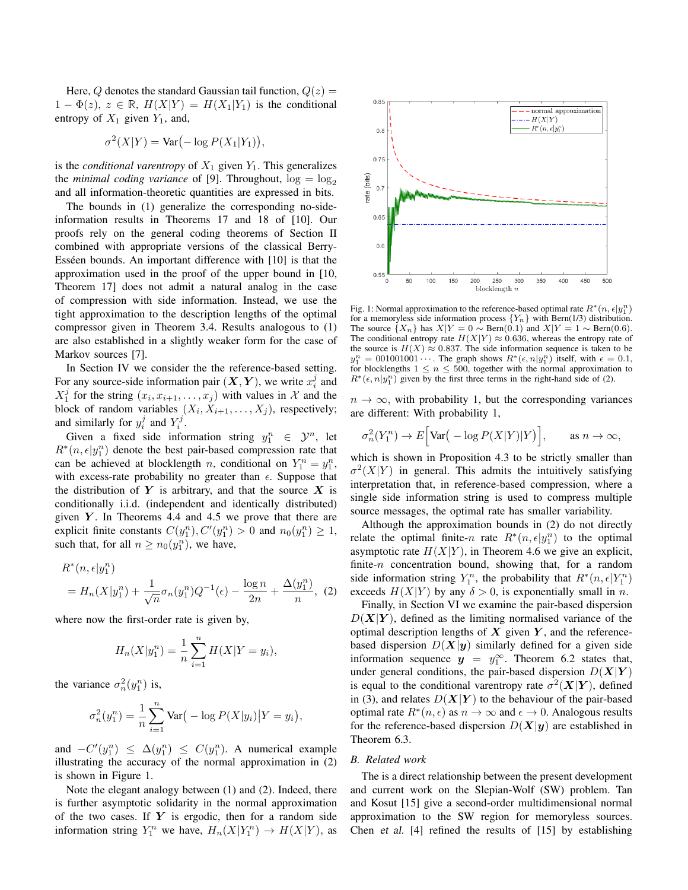Here, $Q$ denotes the standard Gaussian tail function, $Q(z) = 1 - \Phi(z)$, $z \in \mathbb{R}$, $H(X|Y) = H(X_1|Y_1)$ is the conditional entropy of $X_1$ given $Y_1$, and,

$$\sigma^2(X|Y) = \mathrm{Var}\big(-\log P(X_1|Y_1)\big),$$

is the *conditional varentropy* of $X_1$ given $Y_1$. This generalizes the *minimal coding variance* of [9]. Throughout, $\log = \log_2$ and all information-theoretic quantities are expressed in bits.

The bounds in (1) generalize the corresponding no-side-information results in Theorems 17 and 18 of [10]. Our proofs rely on the general coding theorems of Section II combined with appropriate versions of the classical Berry-Esséen bounds. An important difference with [10] is that the approximation used in the proof of the upper bound in [10, Theorem 17] does not admit a natural analog in the case of compression with side information. Instead, we use the tight approximation to the description lengths of the optimal compressor given in Theorem 3.4. Results analogous to (1) are also established in a slightly weaker form for the case of Markov sources [7].

In Section IV we consider the the reference-based setting. For any source-side information pair $(\boldsymbol{X}, \boldsymbol{Y})$, we write $x_i^j$ and $X_1^j$ for the string $(x_i, x_{i+1}, \ldots, x_j)$ with values in $\mathcal{X}$ and the block of random variables $(X_i, X_{i+1}, \ldots, X_j)$, respectively; and similarly for $y_i^j$ and $Y_i^j$.

Given a fixed side information string $y_1^n \in \mathcal{Y}^n$, let $R^*(n, \epsilon|y_1^n)$ denote the best pair-based compression rate that can be achieved at blocklength $n$, conditional on $Y_1^n = y_1^n$, with excess-rate probability no greater than $\epsilon$. Suppose that the distribution of $\boldsymbol{Y}$ is arbitrary, and that the source $\boldsymbol{X}$ is conditionally i.i.d. (independent and identically distributed) given $\boldsymbol{Y}$. In Theorems 4.4 and 4.5 we prove that there are explicit finite constants $C(y_1^n), C'(y_1^n) > 0$ and $n_0(y_1^n) \geq 1$, such that, for all $n \geq n_0(y_1^n)$, we have,

$$R^*(n, \epsilon|y_1^n) = H_n(X|y_1^n) + \frac{1}{\sqrt{n}}\sigma_n(y_1^n)Q^{-1}(\epsilon) - \frac{\log n}{2n} + \frac{\Delta(y_1^n)}{n}, \quad (2)$$

where now the first-order rate is given by,

$$H_n(X|y_1^n) = \frac{1}{n}\sum_{i=1}^{n} H(X|Y = y_i),$$

the variance $\sigma_n^2(y_1^n)$ is,

$$\sigma_n^2(y_1^n) = \frac{1}{n}\sum_{i=1}^{n} \mathrm{Var}\big(-\log P(X|y_i)\big|Y = y_i\big),$$

and $-C'(y_1^n) \leq \Delta(y_1^n) \leq C(y_1^n)$. A numerical example illustrating the accuracy of the normal approximation in (2) is shown in Figure 1.

Note the elegant analogy between (1) and (2). Indeed, there is further asymptotic solidarity in the normal approximation of the two cases. If $\boldsymbol{Y}$ is ergodic, then for a random side information string $Y_1^n$ we have, $H_n(X|Y_1^n) \to H(X|Y)$, as $n \to \infty$, with probability 1, but the corresponding variances are different: With probability 1,

$$\sigma_n^2(Y_1^n) \to E\Big[\mathrm{Var}\big(-\log P(X|Y)|Y\big)\Big], \qquad \text{as } n \to \infty,$$

which is shown in Proposition 4.3 to be strictly smaller than $\sigma^2(X|Y)$ in general. This admits the intuitively satisfying interpretation that, in reference-based compression, where a single side information string is used to compress multiple source messages, the optimal rate has smaller variability.

Although the approximation bounds in (2) do not directly relate the optimal finite-$n$ rate $R^*(n, \epsilon|y_1^n)$ to the optimal asymptotic rate $H(X|Y)$, in Theorem 4.6 we give an explicit, finite-$n$ concentration bound, showing that, for a random side information string $Y_1^n$, the probability that $R^*(n, \epsilon|Y_1^n)$ exceeds $H(X|Y)$ by any $\delta > 0$, is exponentially small in $n$.

Finally, in Section VI we examine the pair-based dispersion $D(\boldsymbol{X}|\boldsymbol{Y})$, defined as the limiting normalised variance of the optimal description lengths of $\boldsymbol{X}$ given $\boldsymbol{Y}$, and the reference-based dispersion $D(\boldsymbol{X}|\boldsymbol{y})$ similarly defined for a given side information sequence $\boldsymbol{y} = y_1^\infty$. Theorem 6.2 states that, under general conditions, the pair-based dispersion $D(\boldsymbol{X}|\boldsymbol{Y})$ is equal to the conditional varentropy rate $\sigma^2(\boldsymbol{X}|\boldsymbol{Y})$, defined in (3), and relates $D(\boldsymbol{X}|\boldsymbol{Y})$ to the behaviour of the pair-based optimal rate $R^*(n, \epsilon)$ as $n \to \infty$ and $\epsilon \to 0$. Analogous results for the reference-based dispersion $D(\boldsymbol{X}|\boldsymbol{y})$ are established in Theorem 6.3.

0.85
0.8
0.75
0.7
0.65
0.6
0.55
rate (bits)
0 50 100 150 200 250 300 350 400 450 500
blocklength $n$
normal approximation
$H(X|Y)$
$R^*(n, \epsilon|y_1^n)$

Fig. 1: Normal approximation to the reference-based optimal rate $R^*(n, \epsilon|y_1^n)$ for a memoryless side information process $\{Y_n\}$ with Bern(1/3) distribution. The source $\{X_n\}$ has $X|Y = 0 \sim$ Bern(0.1) and $X|Y = 1 \sim$ Bern(0.6). The conditional entropy rate $H(X|Y) \approx 0.636$, whereas the entropy rate of the source is $H(X) \approx 0.837$. The side information sequence is taken to be $y_1^n = 001001001\cdots$. The graph shows $R^*(\epsilon, n|y_1^n)$ itself, with $\epsilon = 0.1$, for blocklengths $1 \leq n \leq 500$, together with the normal approximation to $R^*(\epsilon, n|y_1^n)$ given by the first three terms in the right-hand side of (2).

### B. Related work

The is a direct relationship between the present development and current work on the Slepian-Wolf (SW) problem. Tan and Kosut [15] give a second-order multidimensional normal approximation to the SW region for memoryless sources. Chen *et al.* [4] refined the results of [15] by establishing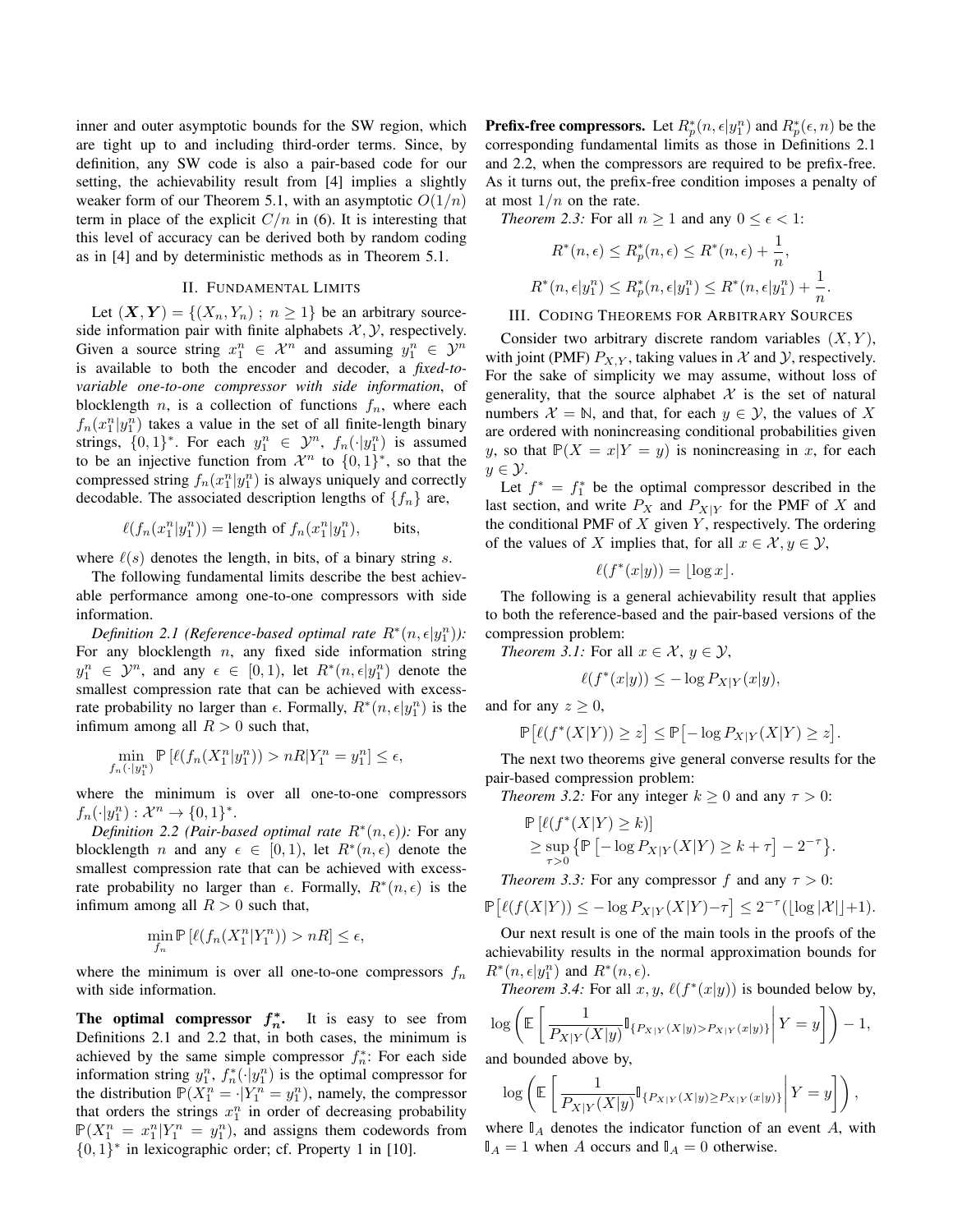inner and outer asymptotic bounds for the SW region, which are tight up to and including third-order terms. Since, by definition, any SW code is also a pair-based code for our setting, the achievability result from [4] implies a slightly weaker form of our Theorem 5.1, with an asymptotic $O(1/n)$ term in place of the explicit $C/n$ in (6). It is interesting that this level of accuracy can be derived both by random coding as in [4] and by deterministic methods as in Theorem 5.1.

## II. Fundamental Limits

Let $(\boldsymbol{X}, \boldsymbol{Y}) = \{(X_n, Y_n) \; ; \; n \geq 1\}$ be an arbitrary source-side information pair with finite alphabets $\mathcal{X}, \mathcal{Y}$, respectively. Given a source string $x_1^n \in \mathcal{X}^n$ and assuming $y_1^n \in \mathcal{Y}^n$ is available to both the encoder and decoder, a *fixed-to-variable one-to-one compressor with side information*, of blocklength $n$, is a collection of functions $f_n$, where each $f_n(x_1^n|y_1^n)$ takes a value in the set of all finite-length binary strings, $\{0,1\}^*$. For each $y_1^n \in \mathcal{Y}^n$, $f_n(\cdot|y_1^n)$ is assumed to be an injective function from $\mathcal{X}^n$ to $\{0,1\}^*$, so that the compressed string $f_n(x_1^n|y_1^n)$ is always uniquely and correctly decodable. The associated description lengths of $\{f_n\}$ are,

$$\ell(f_n(x_1^n|y_1^n)) = \text{length of } f_n(x_1^n|y_1^n), \qquad \text{bits},$$

where $\ell(s)$ denotes the length, in bits, of a binary string $s$.

The following fundamental limits describe the best achievable performance among one-to-one compressors with side information.

*Definition 2.1 (Reference-based optimal rate $R^*(n, \epsilon|y_1^n)$):* For any blocklength $n$, any fixed side information string $y_1^n \in \mathcal{Y}^n$, and any $\epsilon \in [0,1)$, let $R^*(n, \epsilon|y_1^n)$ denote the smallest compression rate that can be achieved with excess-rate probability no larger than $\epsilon$. Formally, $R^*(n, \epsilon|y_1^n)$ is the infimum among all $R > 0$ such that,

$$\min_{f_n(\cdot|y_1^n)} \mathbb{P}\left[\ell(f_n(X_1^n|y_1^n)) > nR | Y_1^n = y_1^n\right] \leq \epsilon,$$

where the minimum is over all one-to-one compressors $f_n(\cdot|y_1^n) : \mathcal{X}^n \to \{0,1\}^*$.

*Definition 2.2 (Pair-based optimal rate $R^*(n, \epsilon)$):* For any blocklength $n$ and any $\epsilon \in [0,1)$, let $R^*(n, \epsilon)$ denote the smallest compression rate that can be achieved with excess-rate probability no larger than $\epsilon$. Formally, $R^*(n, \epsilon)$ is the infimum among all $R > 0$ such that,

$$\min_{f_n} \mathbb{P}\left[\ell(f_n(X_1^n|Y_1^n)) > nR\right] \leq \epsilon,$$

where the minimum is over all one-to-one compressors $f_n$ with side information.

**The optimal compressor $f_n^*$.** It is easy to see from Definitions 2.1 and 2.2 that, in both cases, the minimum is achieved by the same simple compressor $f_n^*$: For each side information string $y_1^n$, $f_n^*(\cdot|y_1^n)$ is the optimal compressor for the distribution $\mathbb{P}(X_1^n = \cdot|Y_1^n = y_1^n)$, namely, the compressor that orders the strings $x_1^n$ in order of decreasing probability $\mathbb{P}(X_1^n = x_1^n|Y_1^n = y_1^n)$, and assigns them codewords from $\{0,1\}^*$ in lexicographic order; cf. Property 1 in [10].

**Prefix-free compressors.** Let $R_p^*(n, \epsilon|y_1^n)$ and $R_p^*(\epsilon, n)$ be the corresponding fundamental limits as those in Definitions 2.1 and 2.2, when the compressors are required to be prefix-free. As it turns out, the prefix-free condition imposes a penalty of at most $1/n$ on the rate.

*Theorem 2.3:* For all $n \geq 1$ and any $0 \leq \epsilon < 1$:

$$R^*(n, \epsilon) \leq R_p^*(n, \epsilon) \leq R^*(n, \epsilon) + \frac{1}{n},$$

$$R^*(n, \epsilon|y_1^n) \leq R_p^*(n, \epsilon|y_1^n) \leq R^*(n, \epsilon|y_1^n) + \frac{1}{n}.$$

## III. Coding Theorems for Arbitrary Sources

Consider two arbitrary discrete random variables $(X, Y)$, with joint (PMF) $P_{X,Y}$, taking values in $\mathcal{X}$ and $\mathcal{Y}$, respectively. For the sake of simplicity we may assume, without loss of generality, that the source alphabet $\mathcal{X}$ is the set of natural numbers $\mathcal{X} = \mathbb{N}$, and that, for each $y \in \mathcal{Y}$, the values of $X$ are ordered with nonincreasing conditional probabilities given $y$, so that $\mathbb{P}(X = x|Y = y)$ is nonincreasing in $x$, for each $y \in \mathcal{Y}$.

Let $f^* = f_1^*$ be the optimal compressor described in the last section, and write $P_X$ and $P_{X|Y}$ for the PMF of $X$ and the conditional PMF of $X$ given $Y$, respectively. The ordering of the values of $X$ implies that, for all $x \in \mathcal{X}, y \in \mathcal{Y}$,

$$\ell(f^*(x|y)) = \lfloor \log x \rfloor.$$

The following is a general achievability result that applies to both the reference-based and the pair-based versions of the compression problem:

*Theorem 3.1:* For all $x \in \mathcal{X}$, $y \in \mathcal{Y}$,

$$\ell(f^*(x|y)) \leq -\log P_{X|Y}(x|y),$$

and for any $z \geq 0$,

$$\mathbb{P}\big[\ell(f^*(X|Y)) \geq z\big] \leq \mathbb{P}\big[-\log P_{X|Y}(X|Y) \geq z\big].$$

The next two theorems give general converse results for the pair-based compression problem:

*Theorem 3.2:* For any integer $k \geq 0$ and any $\tau > 0$:

$$\begin{aligned}
&\mathbb{P}\left[\ell(f^*(X|Y) \geq k)\right] \\
&\geq \sup_{\tau > 0} \left\{\mathbb{P}\left[-\log P_{X|Y}(X|Y) \geq k + \tau\right] - 2^{-\tau}\right\}.
\end{aligned}$$

*Theorem 3.3:* For any compressor $f$ and any $\tau > 0$:

$$\mathbb{P}\big[\ell(f(X|Y)) \leq -\log P_{X|Y}(X|Y) - \tau\big] \leq 2^{-\tau}(\lfloor \log |\mathcal{X}| \rfloor + 1).$$

Our next result is one of the main tools in the proofs of the achievability results in the normal approximation bounds for $R^*(n, \epsilon|y_1^n)$ and $R^*(n, \epsilon)$.

*Theorem 3.4:* For all $x, y$, $\ell(f^*(x|y))$ is bounded below by,

$$\log\left(\mathbb{E}\left[\frac{1}{P_{X|Y}(X|y)}\mathbb{I}_{\{P_{X|Y}(X|y) > P_{X|Y}(x|y)\}}\middle| Y = y\right]\right) - 1,$$

and bounded above by,

$$\log\left(\mathbb{E}\left[\frac{1}{P_{X|Y}(X|y)}\mathbb{I}_{\{P_{X|Y}(X|y) \geq P_{X|Y}(x|y)\}}\middle| Y = y\right]\right),$$

where $\mathbb{I}_A$ denotes the indicator function of an event $A$, with $\mathbb{I}_A = 1$ when $A$ occurs and $\mathbb{I}_A = 0$ otherwise.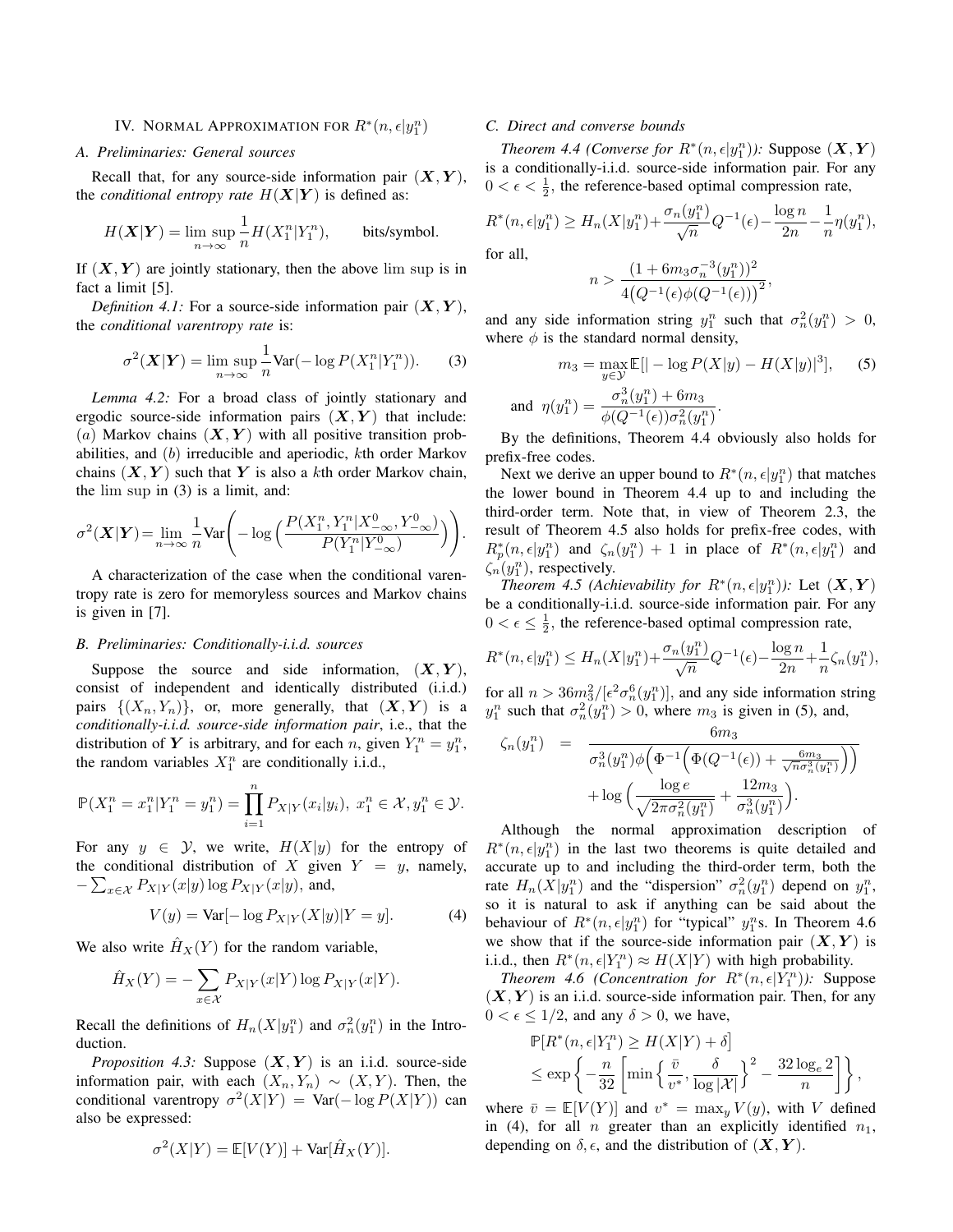## IV. Normal Approximation for $R^*(n,\epsilon|y_1^n)$

### A. Preliminaries: General sources

Recall that, for any source-side information pair $(\boldsymbol{X},\boldsymbol{Y})$, the *conditional entropy rate* $H(\boldsymbol{X}|\boldsymbol{Y})$ is defined as:

$$H(\boldsymbol{X}|\boldsymbol{Y}) = \limsup_{n\to\infty} \frac{1}{n} H(X_1^n|Y_1^n), \qquad \text{bits/symbol.}$$

If $(\boldsymbol{X},\boldsymbol{Y})$ are jointly stationary, then the above $\limsup$ is in fact a limit [5].

*Definition 4.1:* For a source-side information pair $(\boldsymbol{X},\boldsymbol{Y})$, the *conditional varentropy rate* is:

$$\sigma^2(\boldsymbol{X}|\boldsymbol{Y}) = \limsup_{n\to\infty} \frac{1}{n}\mathrm{Var}(-\log P(X_1^n|Y_1^n)). \qquad (3)$$

*Lemma 4.2:* For a broad class of jointly stationary and ergodic source-side information pairs $(\boldsymbol{X},\boldsymbol{Y})$ that include: $(a)$ Markov chains $(\boldsymbol{X},\boldsymbol{Y})$ with all positive transition probabilities, and $(b)$ irreducible and aperiodic, $k$th order Markov chains $(\boldsymbol{X},\boldsymbol{Y})$ such that $\boldsymbol{Y}$ is also a $k$th order Markov chain, the $\limsup$ in (3) is a limit, and:

$$\sigma^2(\boldsymbol{X}|\boldsymbol{Y}) = \lim_{n\to\infty} \frac{1}{n}\mathrm{Var}\left(-\log\Big(\frac{P(X_1^n,Y_1^n|X_{-\infty}^0,Y_{-\infty}^0)}{P(Y_1^n|Y_{-\infty}^0)}\Big)\right).$$

A characterization of the case when the conditional varentropy rate is zero for memoryless sources and Markov chains is given in [7].

### B. Preliminaries: Conditionally-i.i.d. sources

Suppose the source and side information, $(\boldsymbol{X},\boldsymbol{Y})$, consist of independent and identically distributed (i.i.d.) pairs $\{(X_n,Y_n)\}$, or, more generally, that $(\boldsymbol{X},\boldsymbol{Y})$ is a *conditionally-i.i.d. source-side information pair*, i.e., that the distribution of $\boldsymbol{Y}$ is arbitrary, and for each $n$, given $Y_1^n = y_1^n$, the random variables $X_1^n$ are conditionally i.i.d.,

$$\mathbb{P}(X_1^n = x_1^n|Y_1^n = y_1^n) = \prod_{i=1}^n P_{X|Y}(x_i|y_i),\ x_1^n\in\mathcal{X},y_1^n\in\mathcal{Y}.$$

For any $y\in\mathcal{Y}$, we write, $H(X|y)$ for the entropy of the conditional distribution of $X$ given $Y=y$, namely, $-\sum_{x\in\mathcal{X}} P_{X|Y}(x|y)\log P_{X|Y}(x|y)$, and,

$$V(y) = \mathrm{Var}[-\log P_{X|Y}(X|y)|Y=y]. \qquad (4)$$

We also write $\hat{H}_X(Y)$ for the random variable,

$$\hat{H}_X(Y) = -\sum_{x\in\mathcal{X}} P_{X|Y}(x|Y)\log P_{X|Y}(x|Y).$$

Recall the definitions of $H_n(X|y_1^n)$ and $\sigma_n^2(y_1^n)$ in the Introduction.

*Proposition 4.3:* Suppose $(\boldsymbol{X},\boldsymbol{Y})$ is an i.i.d. source-side information pair, with each $(X_n,Y_n)\sim(X,Y)$. Then, the conditional varentropy $\sigma^2(X|Y) = \mathrm{Var}(-\log P(X|Y))$ can also be expressed:

$$\sigma^2(X|Y) = \mathbb{E}[V(Y)] + \mathrm{Var}[\hat{H}_X(Y)].$$

### C. Direct and converse bounds

*Theorem 4.4 (Converse for $R^*(n,\epsilon|y_1^n)$):* Suppose $(\boldsymbol{X},\boldsymbol{Y})$ is a conditionally-i.i.d. source-side information pair. For any $0<\epsilon<\frac{1}{2}$, the reference-based optimal compression rate,

$$R^*(n,\epsilon|y_1^n) \geq H_n(X|y_1^n) + \frac{\sigma_n(y_1^n)}{\sqrt{n}}Q^{-1}(\epsilon) - \frac{\log n}{2n} - \frac{1}{n}\eta(y_1^n),$$

for all,

$$n > \frac{(1+6m_3\sigma_n^{-3}(y_1^n))^2}{4\big(Q^{-1}(\epsilon)\phi(Q^{-1}(\epsilon))\big)^2},$$

and any side information string $y_1^n$ such that $\sigma_n^2(y_1^n)>0$, where $\phi$ is the standard normal density,

$$m_3 = \max_{y\in\mathcal{Y}} \mathbb{E}[|-\log P(X|y) - H(X|y)|^3], \qquad (5)$$

$$\text{and}\ \ \eta(y_1^n) = \frac{\sigma_n^3(y_1^n) + 6m_3}{\phi(Q^{-1}(\epsilon))\sigma_n^2(y_1^n)}.$$

By the definitions, Theorem 4.4 obviously also holds for prefix-free codes.

Next we derive an upper bound to $R^*(n,\epsilon|y_1^n)$ that matches the lower bound in Theorem 4.4 up to and including the third-order term. Note that, in view of Theorem 2.3, the result of Theorem 4.5 also holds for prefix-free codes, with $R_p^*(n,\epsilon|y_1^n)$ and $\zeta_n(y_1^n)+1$ in place of $R^*(n,\epsilon|y_1^n)$ and $\zeta_n(y_1^n)$, respectively.

*Theorem 4.5 (Achievability for $R^*(n,\epsilon|y_1^n)$):* Let $(\boldsymbol{X},\boldsymbol{Y})$ be a conditionally-i.i.d. source-side information pair. For any $0<\epsilon\leq\frac{1}{2}$, the reference-based optimal compression rate,

$$R^*(n,\epsilon|y_1^n) \leq H_n(X|y_1^n) + \frac{\sigma_n(y_1^n)}{\sqrt{n}}Q^{-1}(\epsilon) - \frac{\log n}{2n} + \frac{1}{n}\zeta_n(y_1^n),$$

for all $n > 36m_3^2/[\epsilon^2\sigma_n^6(y_1^n)]$, and any side information string $y_1^n$ such that $\sigma_n^2(y_1^n)>0$, where $m_3$ is given in (5), and,

$$\begin{aligned}\zeta_n(y_1^n) &= \frac{6m_3}{\sigma_n^3(y_1^n)\phi\Big(\Phi^{-1}\Big(\Phi(Q^{-1}(\epsilon)) + \frac{6m_3}{\sqrt{n}\sigma_n^3(y_1^n)}\Big)\Big)}\\ &\quad + \log\Big(\frac{\log e}{\sqrt{2\pi\sigma_n^2(y_1^n)}} + \frac{12m_3}{\sigma_n^3(y_1^n)}\Big).\end{aligned}$$

Although the normal approximation description of $R^*(n,\epsilon|y_1^n)$ in the last two theorems is quite detailed and accurate up to and including the third-order term, both the rate $H_n(X|y_1^n)$ and the "dispersion" $\sigma_n^2(y_1^n)$ depend on $y_1^n$, so it is natural to ask if anything can be said about the behaviour of $R^*(n,\epsilon|y_1^n)$ for "typical" $y_1^n$s. In Theorem 4.6 we show that if the source-side information pair $(\boldsymbol{X},\boldsymbol{Y})$ is i.i.d., then $R^*(n,\epsilon|Y_1^n)\approx H(X|Y)$ with high probability.

*Theorem 4.6 (Concentration for $R^*(n,\epsilon|Y_1^n)$):* Suppose $(\boldsymbol{X},\boldsymbol{Y})$ is an i.i.d. source-side information pair. Then, for any $0<\epsilon\leq 1/2$, and any $\delta>0$, we have,

$$\begin{aligned}&\mathbb{P}[R^*(n,\epsilon|Y_1^n) \geq H(X|Y)+\delta]\\ &\leq \exp\left\{-\frac{n}{32}\left[\min\Big\{\frac{\bar{v}}{v^*},\frac{\delta}{\log|\mathcal{X}|}\Big\}^2 - \frac{32\log_e 2}{n}\right]\right\},\end{aligned}$$

where $\bar{v} = \mathbb{E}[V(Y)]$ and $v^* = \max_y V(y)$, with $V$ defined in (4), for all $n$ greater than an explicitly identified $n_1$, depending on $\delta,\epsilon$, and the distribution of $(\boldsymbol{X},\boldsymbol{Y})$.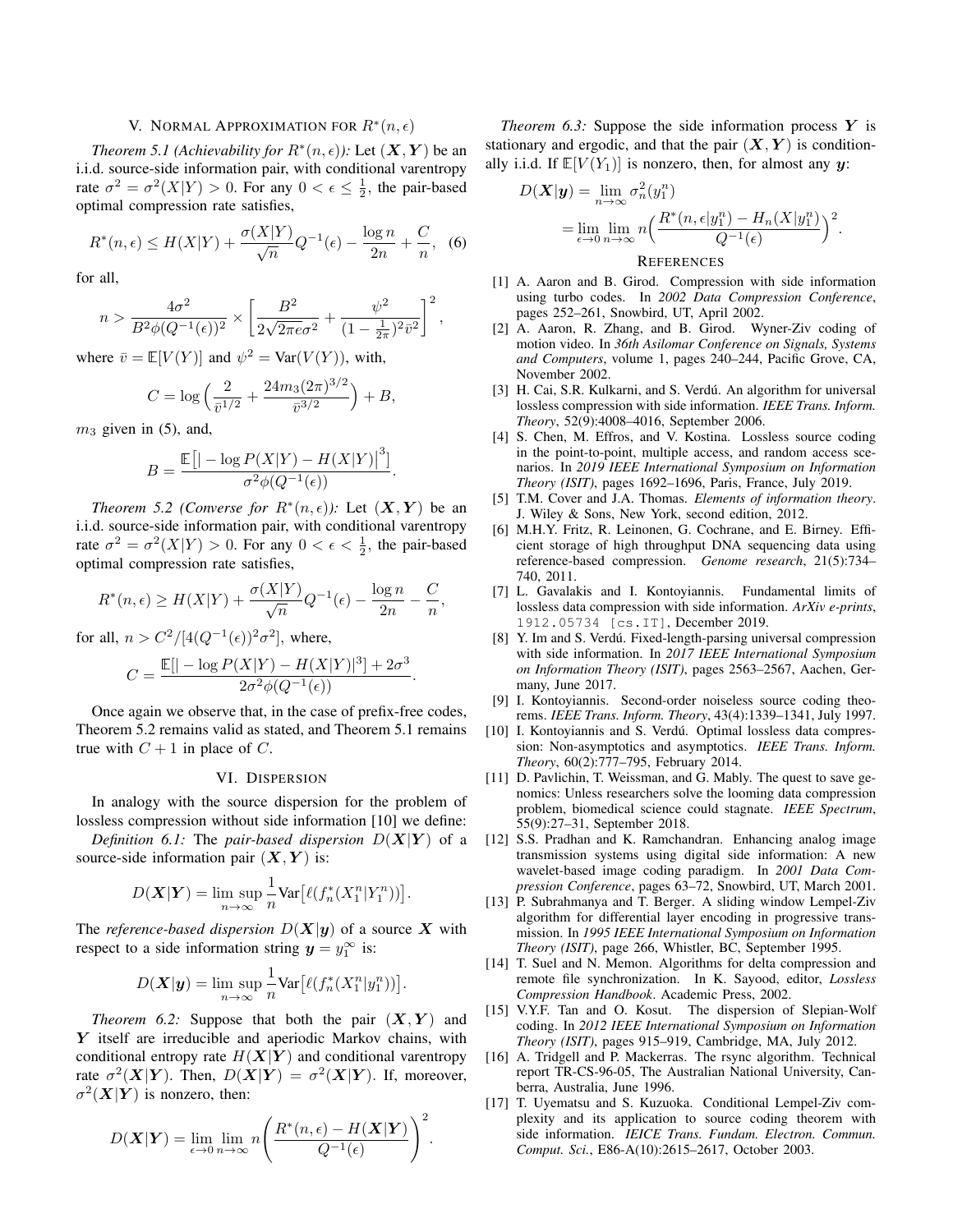## V. Normal Approximation for $R^*(n,\epsilon)$

*Theorem 5.1 (Achievability for $R^*(n,\epsilon)$):* Let $(\boldsymbol{X},\boldsymbol{Y})$ be an i.i.d. source-side information pair, with conditional varentropy rate $\sigma^2 = \sigma^2(X|Y) > 0$. For any $0 < \epsilon \leq \frac{1}{2}$, the pair-based optimal compression rate satisfies,

$$R^*(n,\epsilon) \leq H(X|Y) + \frac{\sigma(X|Y)}{\sqrt{n}} Q^{-1}(\epsilon) - \frac{\log n}{2n} + \frac{C}{n}, \quad (6)$$

for all,

$$n > \frac{4\sigma^2}{B^2 \phi(Q^{-1}(\epsilon))^2} \times \left[ \frac{B^2}{2\sqrt{2\pi e}\sigma^2} + \frac{\psi^2}{(1-\frac{1}{2\pi})^2 \bar{v}^2} \right]^2,$$

where $\bar{v} = \mathbb{E}[V(Y)]$ and $\psi^2 = \text{Var}(V(Y))$, with,

$$C = \log\Big( \frac{2}{\bar{v}^{1/2}} + \frac{24 m_3 (2\pi)^{3/2}}{\bar{v}^{3/2}} \Big) + B,$$

$m_3$ given in (5), and,

$$B = \frac{\mathbb{E}\big[ |-\log P(X|Y) - H(X|Y)\big|^3 \big]}{\sigma^2 \phi(Q^{-1}(\epsilon))}.$$

*Theorem 5.2 (Converse for $R^*(n,\epsilon)$):* Let $(\boldsymbol{X},\boldsymbol{Y})$ be an i.i.d. source-side information pair, with conditional varentropy rate $\sigma^2 = \sigma^2(X|Y) > 0$. For any $0 < \epsilon < \frac{1}{2}$, the pair-based optimal compression rate satisfies,

$$R^*(n,\epsilon) \geq H(X|Y) + \frac{\sigma(X|Y)}{\sqrt{n}} Q^{-1}(\epsilon) - \frac{\log n}{2n} - \frac{C}{n},$$

for all, $n > C^2/[4(Q^{-1}(\epsilon))^2\sigma^2]$, where,

$$C = \frac{\mathbb{E}[|-\log P(X|Y) - H(X|Y)|^3] + 2\sigma^3}{2\sigma^2 \phi(Q^{-1}(\epsilon))}.$$

Once again we observe that, in the case of prefix-free codes, Theorem 5.2 remains valid as stated, and Theorem 5.1 remains true with $C+1$ in place of $C$.

## VI. Dispersion

In analogy with the source dispersion for the problem of lossless compression without side information [10] we define:

*Definition 6.1:* The *pair-based dispersion* $D(\boldsymbol{X}|\boldsymbol{Y})$ of a source-side information pair $(\boldsymbol{X},\boldsymbol{Y})$ is:

$$D(\boldsymbol{X}|\boldsymbol{Y}) = \limsup_{n\to\infty} \frac{1}{n} \text{Var}\big[\ell(f_n^*(X_1^n|Y_1^n))\big].$$

The *reference-based dispersion* $D(\boldsymbol{X}|\boldsymbol{y})$ of a source $\boldsymbol{X}$ with respect to a side information string $\boldsymbol{y} = y_1^\infty$ is:

$$D(\boldsymbol{X}|\boldsymbol{y}) = \limsup_{n\to\infty} \frac{1}{n} \text{Var}\big[\ell(f_n^*(X_1^n|y_1^n))\big].$$

*Theorem 6.2:* Suppose that both the pair $(\boldsymbol{X},\boldsymbol{Y})$ and $\boldsymbol{Y}$ itself are irreducible and aperiodic Markov chains, with conditional entropy rate $H(\boldsymbol{X}|\boldsymbol{Y})$ and conditional varentropy rate $\sigma^2(\boldsymbol{X}|\boldsymbol{Y})$. Then, $D(\boldsymbol{X}|\boldsymbol{Y}) = \sigma^2(\boldsymbol{X}|\boldsymbol{Y})$. If, moreover, $\sigma^2(\boldsymbol{X}|\boldsymbol{Y})$ is nonzero, then:

$$D(\boldsymbol{X}|\boldsymbol{Y}) = \lim_{\epsilon\to 0}\lim_{n\to\infty} n \left( \frac{R^*(n,\epsilon) - H(\boldsymbol{X}|\boldsymbol{Y})}{Q^{-1}(\epsilon)} \right)^2.$$

*Theorem 6.3:* Suppose the side information process $\boldsymbol{Y}$ is stationary and ergodic, and that the pair $(\boldsymbol{X},\boldsymbol{Y})$ is conditionally i.i.d. If $\mathbb{E}[V(Y_1)]$ is nonzero, then, for almost any $\boldsymbol{y}$:

$$\begin{aligned} D(\boldsymbol{X}|\boldsymbol{y}) &= \lim_{n\to\infty} \sigma_n^2(y_1^n) \\ &= \lim_{\epsilon\to 0}\lim_{n\to\infty} n \Big( \frac{R^*(n,\epsilon|y_1^n) - H_n(X|y_1^n)}{Q^{-1}(\epsilon)} \Big)^2. \end{aligned}$$

## References

[1] A. Aaron and B. Girod. Compression with side information using turbo codes. In *2002 Data Compression Conference*, pages 252–261, Snowbird, UT, April 2002.

[2] A. Aaron, R. Zhang, and B. Girod. Wyner-Ziv coding of motion video. In *36th Asilomar Conference on Signals, Systems and Computers*, volume 1, pages 240–244, Pacific Grove, CA, November 2002.

[3] H. Cai, S.R. Kulkarni, and S. Verdú. An algorithm for universal lossless compression with side information. *IEEE Trans. Inform. Theory*, 52(9):4008–4016, September 2006.

[4] S. Chen, M. Effros, and V. Kostina. Lossless source coding in the point-to-point, multiple access, and random access scenarios. In *2019 IEEE International Symposium on Information Theory (ISIT)*, pages 1692–1696, Paris, France, July 2019.

[5] T.M. Cover and J.A. Thomas. *Elements of information theory*. J. Wiley & Sons, New York, second edition, 2012.

[6] M.H.Y. Fritz, R. Leinonen, G. Cochrane, and E. Birney. Efficient storage of high throughput DNA sequencing data using reference-based compression. *Genome research*, 21(5):734–740, 2011.

[7] L. Gavalakis and I. Kontoyiannis. Fundamental limits of lossless data compression with side information. *ArXiv e-prints*, 1912.05734 [cs.IT], December 2019.

[8] Y. Im and S. Verdú. Fixed-length-parsing universal compression with side information. In *2017 IEEE International Symposium on Information Theory (ISIT)*, pages 2563–2567, Aachen, Germany, June 2017.

[9] I. Kontoyiannis. Second-order noiseless source coding theorems. *IEEE Trans. Inform. Theory*, 43(4):1339–1341, July 1997.

[10] I. Kontoyiannis and S. Verdú. Optimal lossless data compression: Non-asymptotics and asymptotics. *IEEE Trans. Inform. Theory*, 60(2):777–795, February 2014.

[11] D. Pavlichin, T. Weissman, and G. Mably. The quest to save genomics: Unless researchers solve the looming data compression problem, biomedical science could stagnate. *IEEE Spectrum*, 55(9):27–31, September 2018.

[12] S.S. Pradhan and K. Ramchandran. Enhancing analog image transmission systems using digital side information: A new wavelet-based image coding paradigm. In *2001 Data Compression Conference*, pages 63–72, Snowbird, UT, March 2001.

[13] P. Subrahmanya and T. Berger. A sliding window Lempel-Ziv algorithm for differential layer encoding in progressive transmission. In *1995 IEEE International Symposium on Information Theory (ISIT)*, page 266, Whistler, BC, September 1995.

[14] T. Suel and N. Memon. Algorithms for delta compression and remote file synchronization. In K. Sayood, editor, *Lossless Compression Handbook*. Academic Press, 2002.

[15] V.Y.F. Tan and O. Kosut. The dispersion of Slepian-Wolf coding. In *2012 IEEE International Symposium on Information Theory (ISIT)*, pages 915–919, Cambridge, MA, July 2012.

[16] A. Tridgell and P. Mackerras. The rsync algorithm. Technical report TR-CS-96-05, The Australian National University, Canberra, Australia, June 1996.

[17] T. Uyematsu and S. Kuzuoka. Conditional Lempel-Ziv complexity and its application to source coding theorem with side information. *IEICE Trans. Fundam. Electron. Commun. Comput. Sci.*, E86-A(10):2615–2617, October 2003.